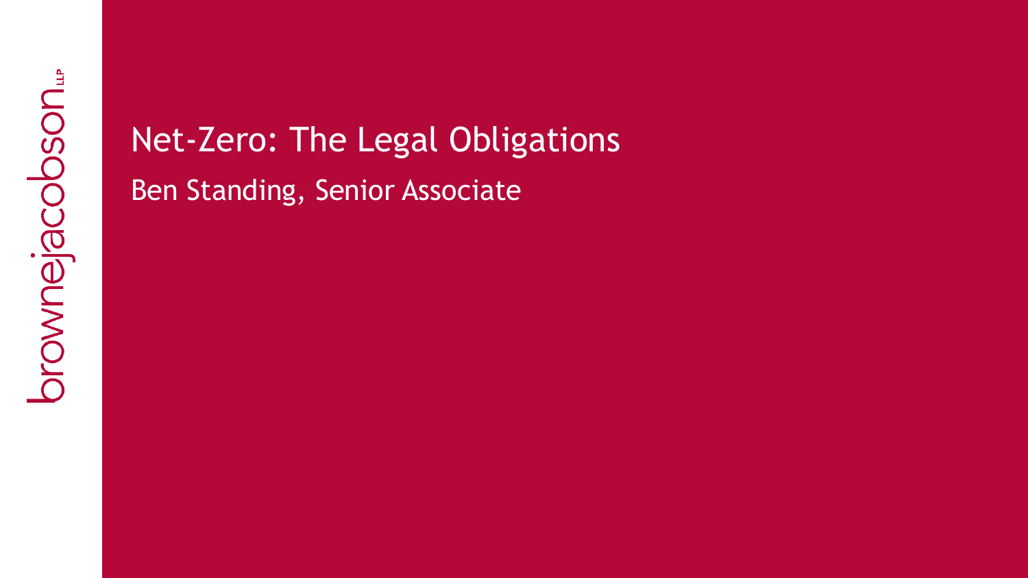brownejacobson LLP

# Net-Zero: The Legal Obligations

Ben Standing, Senior Associate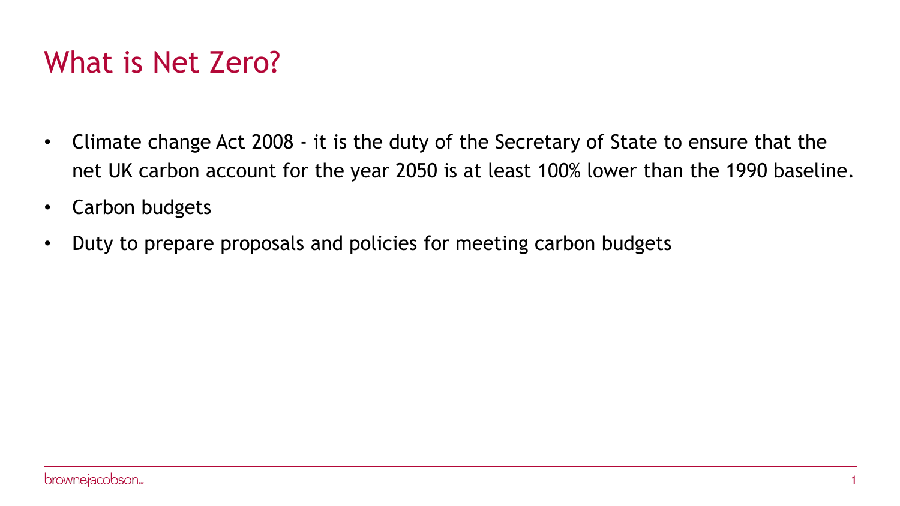# What is Net Zero?

- Climate change Act 2008 - it is the duty of the Secretary of State to ensure that the net UK carbon account for the year 2050 is at least 100% lower than the 1990 baseline.
- Carbon budgets
- Duty to prepare proposals and policies for meeting carbon budgets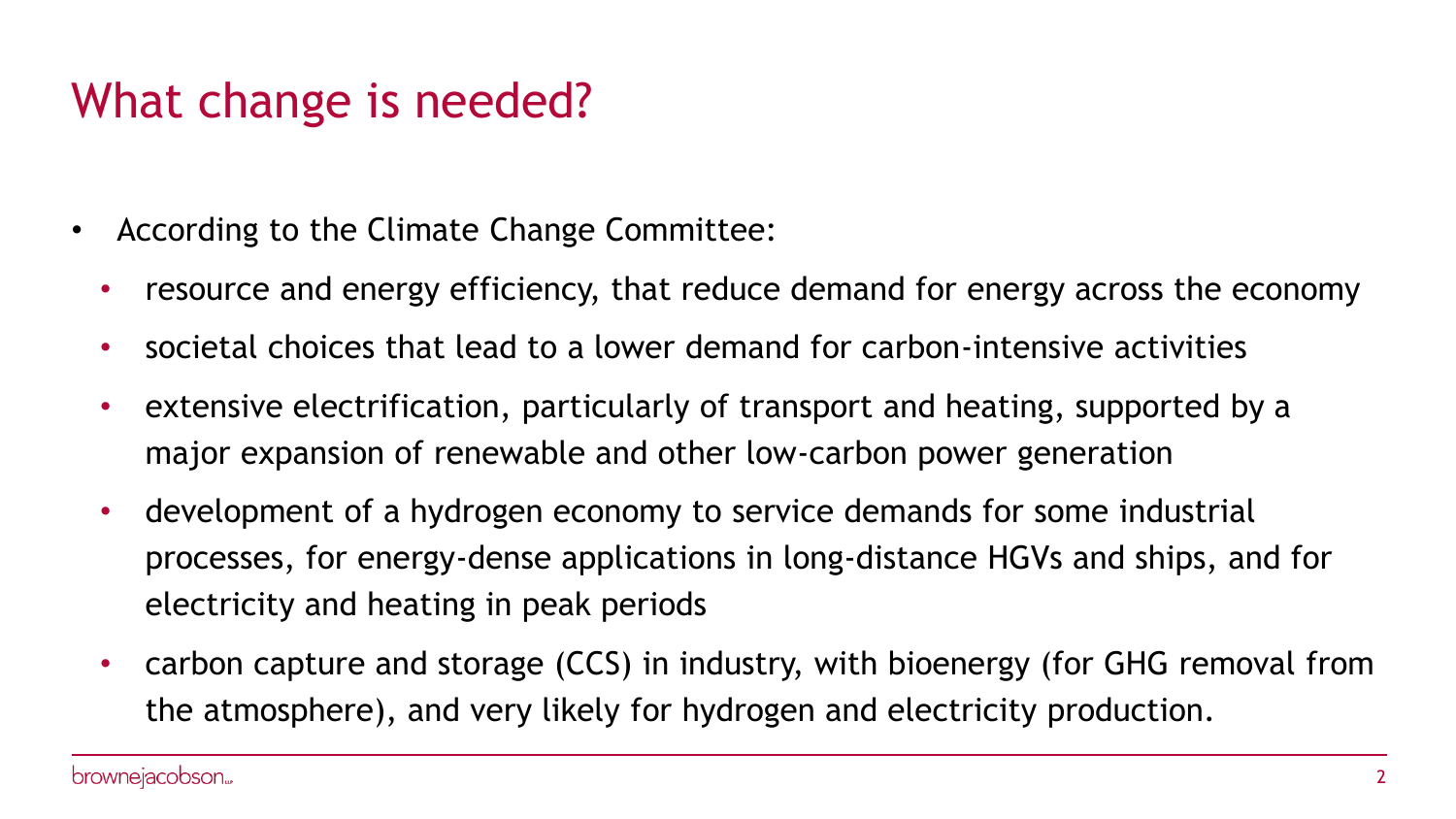# What change is needed?

- According to the Climate Change Committee:
  - resource and energy efficiency, that reduce demand for energy across the economy
  - societal choices that lead to a lower demand for carbon-intensive activities
  - extensive electrification, particularly of transport and heating, supported by a major expansion of renewable and other low-carbon power generation
  - development of a hydrogen economy to service demands for some industrial processes, for energy-dense applications in long-distance HGVs and ships, and for electricity and heating in peak periods
  - carbon capture and storage (CCS) in industry, with bioenergy (for GHG removal from the atmosphere), and very likely for hydrogen and electricity production.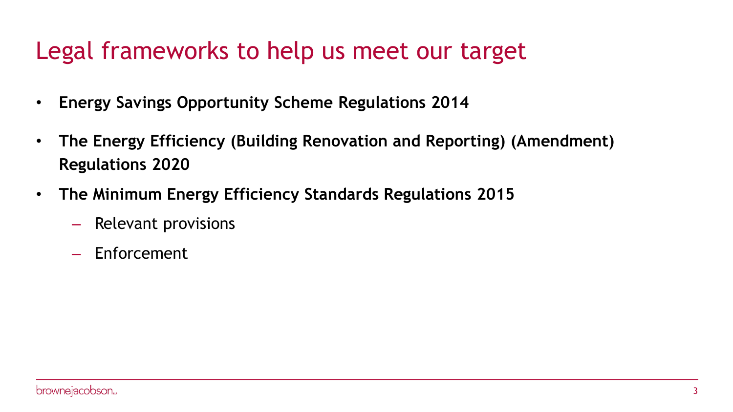# Legal frameworks to help us meet our target

- **Energy Savings Opportunity Scheme Regulations 2014**
- **The Energy Efficiency (Building Renovation and Reporting) (Amendment) Regulations 2020**
- **The Minimum Energy Efficiency Standards Regulations 2015**
  - Relevant provisions
  - Enforcement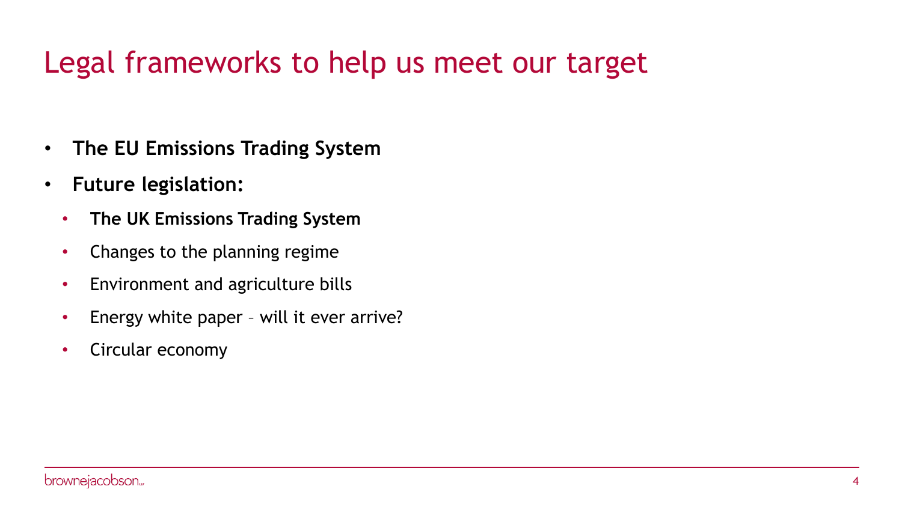# Legal frameworks to help us meet our target

- **The EU Emissions Trading System**
- **Future legislation:**
  - **The UK Emissions Trading System**
  - Changes to the planning regime
  - Environment and agriculture bills
  - Energy white paper – will it ever arrive?
  - Circular economy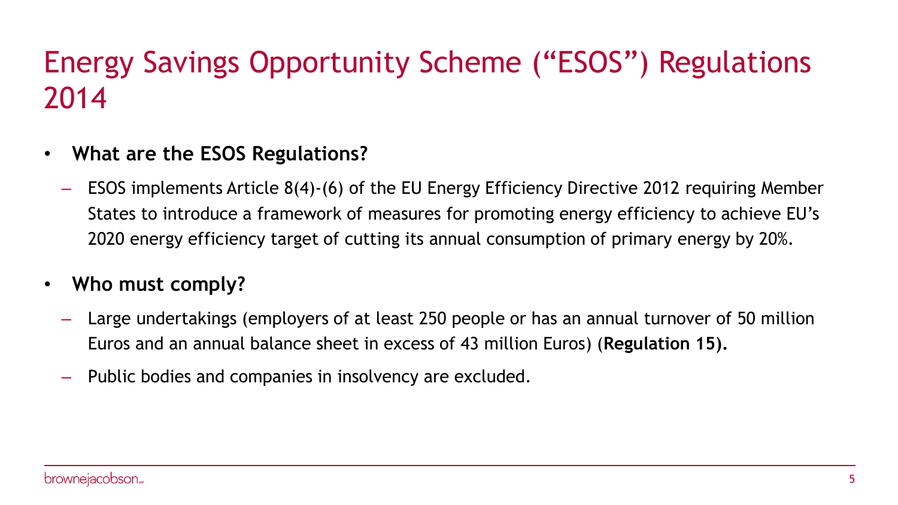# Energy Savings Opportunity Scheme ("ESOS") Regulations 2014

- **What are the ESOS Regulations?**
  - ESOS implements Article 8(4)-(6) of the EU Energy Efficiency Directive 2012 requiring Member States to introduce a framework of measures for promoting energy efficiency to achieve EU's 2020 energy efficiency target of cutting its annual consumption of primary energy by 20%.
- **Who must comply?**
  - Large undertakings (employers of at least 250 people or has an annual turnover of 50 million Euros and an annual balance sheet in excess of 43 million Euros) (**Regulation 15).**
  - Public bodies and companies in insolvency are excluded.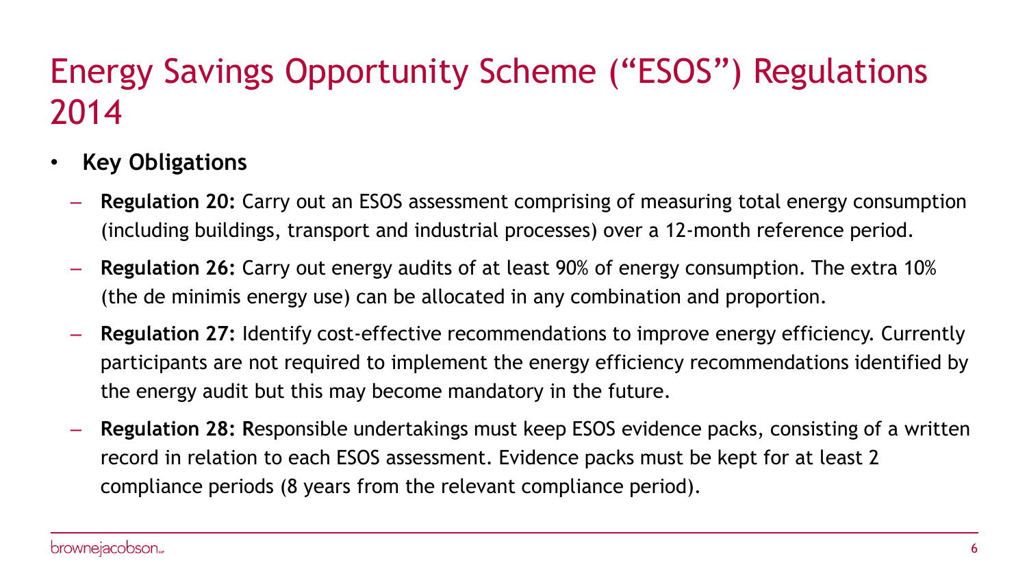# Energy Savings Opportunity Scheme ("ESOS") Regulations 2014

- **Key Obligations**
  - **Regulation 20:** Carry out an ESOS assessment comprising of measuring total energy consumption (including buildings, transport and industrial processes) over a 12-month reference period.
  - **Regulation 26:** Carry out energy audits of at least 90% of energy consumption. The extra 10% (the de minimis energy use) can be allocated in any combination and proportion.
  - **Regulation 27:** Identify cost-effective recommendations to improve energy efficiency. Currently participants are not required to implement the energy efficiency recommendations identified by the energy audit but this may become mandatory in the future.
  - **Regulation 28: R**esponsible undertakings must keep ESOS evidence packs, consisting of a written record in relation to each ESOS assessment. Evidence packs must be kept for at least 2 compliance periods (8 years from the relevant compliance period).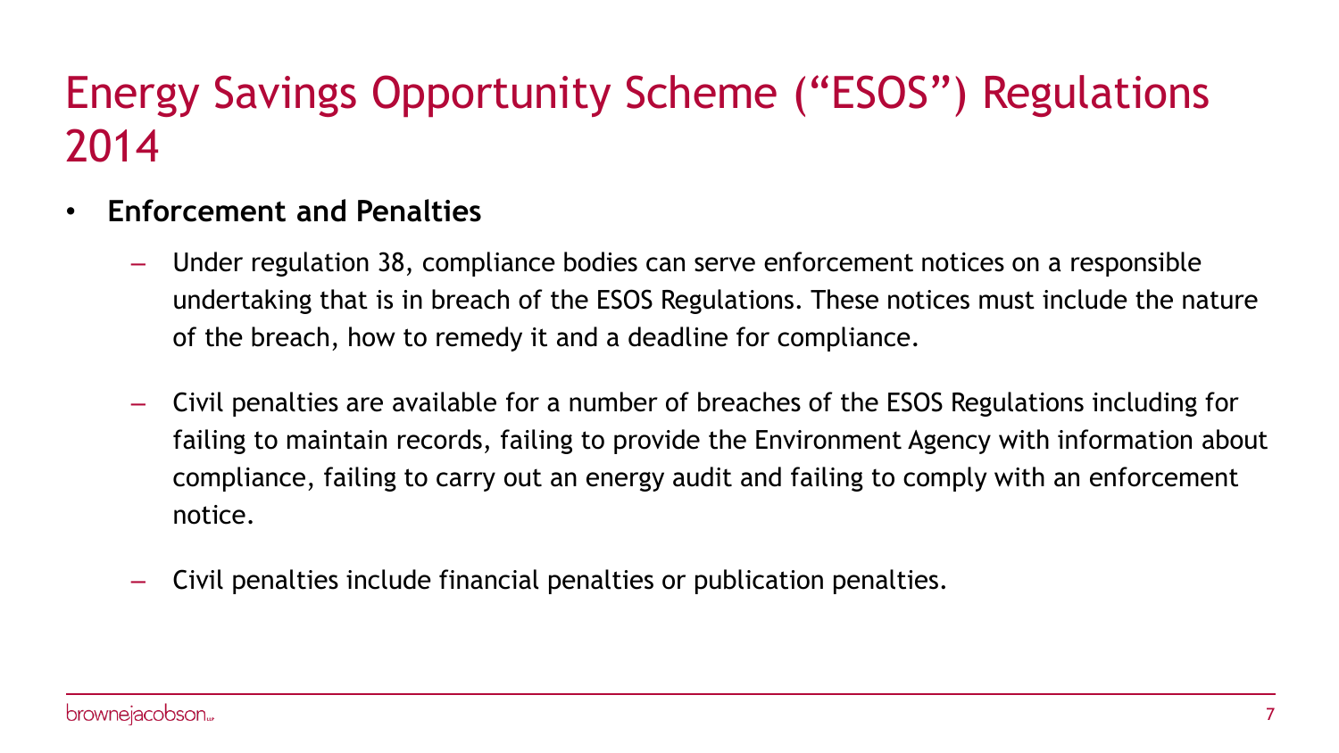# Energy Savings Opportunity Scheme ("ESOS") Regulations 2014

- **Enforcement and Penalties**
  - Under regulation 38, compliance bodies can serve enforcement notices on a responsible undertaking that is in breach of the ESOS Regulations. These notices must include the nature of the breach, how to remedy it and a deadline for compliance.
  - Civil penalties are available for a number of breaches of the ESOS Regulations including for failing to maintain records, failing to provide the Environment Agency with information about compliance, failing to carry out an energy audit and failing to comply with an enforcement notice.
  - Civil penalties include financial penalties or publication penalties.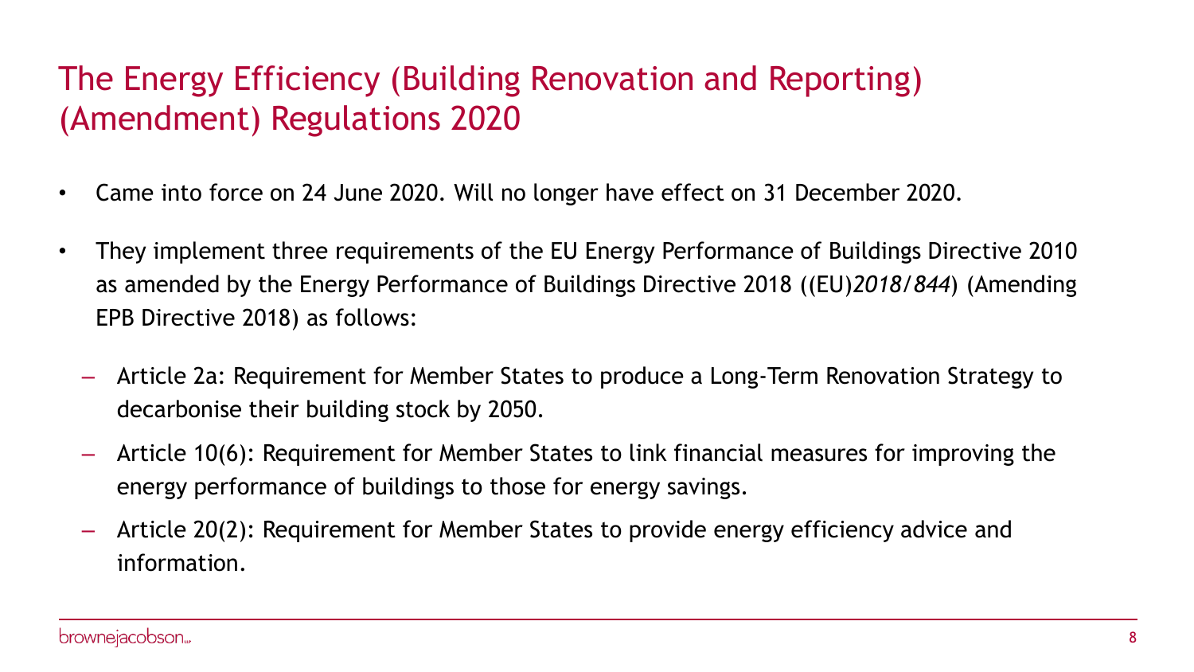# The Energy Efficiency (Building Renovation and Reporting) (Amendment) Regulations 2020

- Came into force on 24 June 2020. Will no longer have effect on 31 December 2020.
- They implement three requirements of the EU Energy Performance of Buildings Directive 2010 as amended by the Energy Performance of Buildings Directive 2018 ((EU)*2018/844*) (Amending EPB Directive 2018) as follows:
  - Article 2a: Requirement for Member States to produce a Long-Term Renovation Strategy to decarbonise their building stock by 2050.
  - Article 10(6): Requirement for Member States to link financial measures for improving the energy performance of buildings to those for energy savings.
  - Article 20(2): Requirement for Member States to provide energy efficiency advice and information.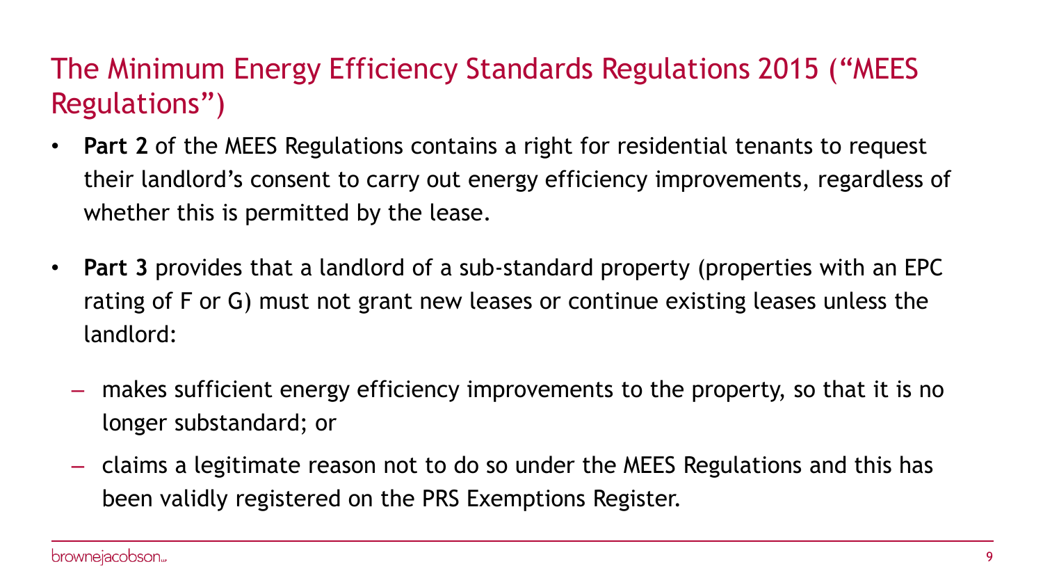# The Minimum Energy Efficiency Standards Regulations 2015 ("MEES Regulations")

- **Part 2** of the MEES Regulations contains a right for residential tenants to request their landlord's consent to carry out energy efficiency improvements, regardless of whether this is permitted by the lease.
- **Part 3** provides that a landlord of a sub-standard property (properties with an EPC rating of F or G) must not grant new leases or continue existing leases unless the landlord:
  - makes sufficient energy efficiency improvements to the property, so that it is no longer substandard; or
  - claims a legitimate reason not to do so under the MEES Regulations and this has been validly registered on the PRS Exemptions Register.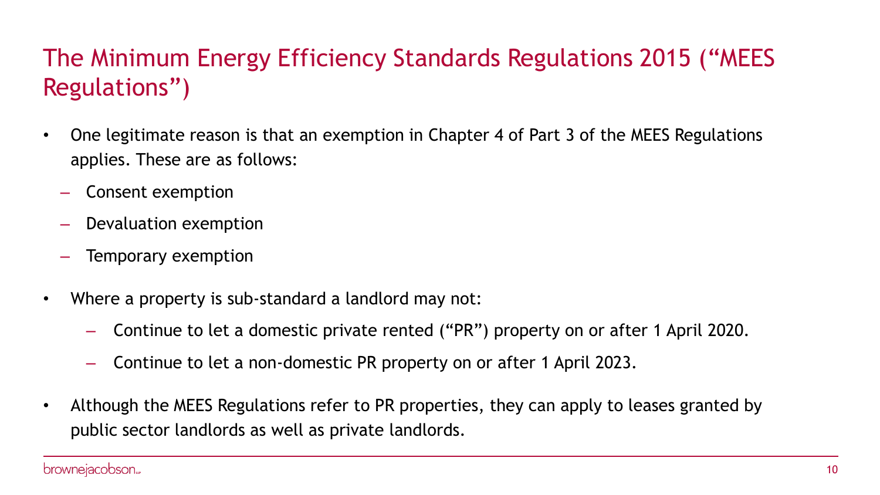# The Minimum Energy Efficiency Standards Regulations 2015 ("MEES Regulations")

- One legitimate reason is that an exemption in Chapter 4 of Part 3 of the MEES Regulations applies. These are as follows:
  - Consent exemption
  - Devaluation exemption
  - Temporary exemption
- Where a property is sub-standard a landlord may not:
  - Continue to let a domestic private rented ("PR") property on or after 1 April 2020.
  - Continue to let a non-domestic PR property on or after 1 April 2023.
- Although the MEES Regulations refer to PR properties, they can apply to leases granted by public sector landlords as well as private landlords.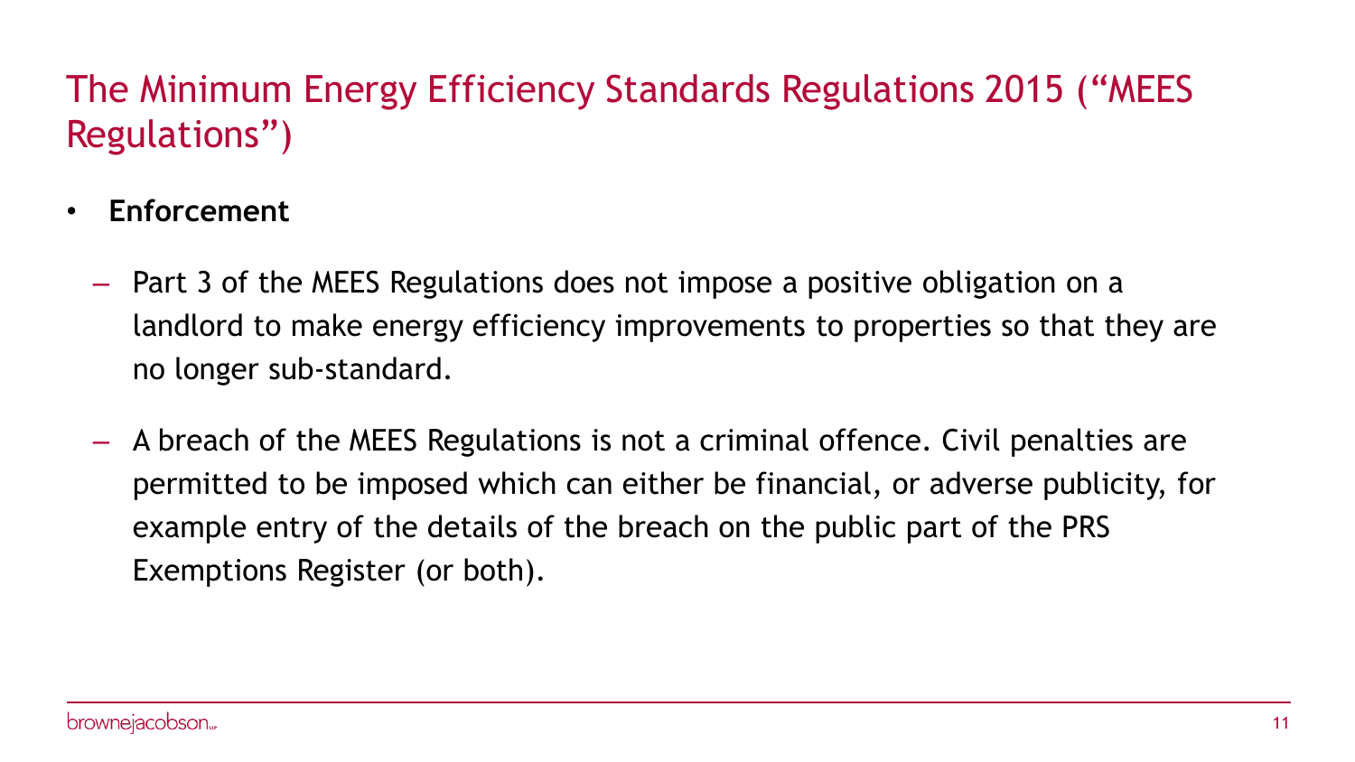# The Minimum Energy Efficiency Standards Regulations 2015 ("MEES Regulations")

- **Enforcement**
  - Part 3 of the MEES Regulations does not impose a positive obligation on a landlord to make energy efficiency improvements to properties so that they are no longer sub-standard.
  - A breach of the MEES Regulations is not a criminal offence. Civil penalties are permitted to be imposed which can either be financial, or adverse publicity, for example entry of the details of the breach on the public part of the PRS Exemptions Register (or both).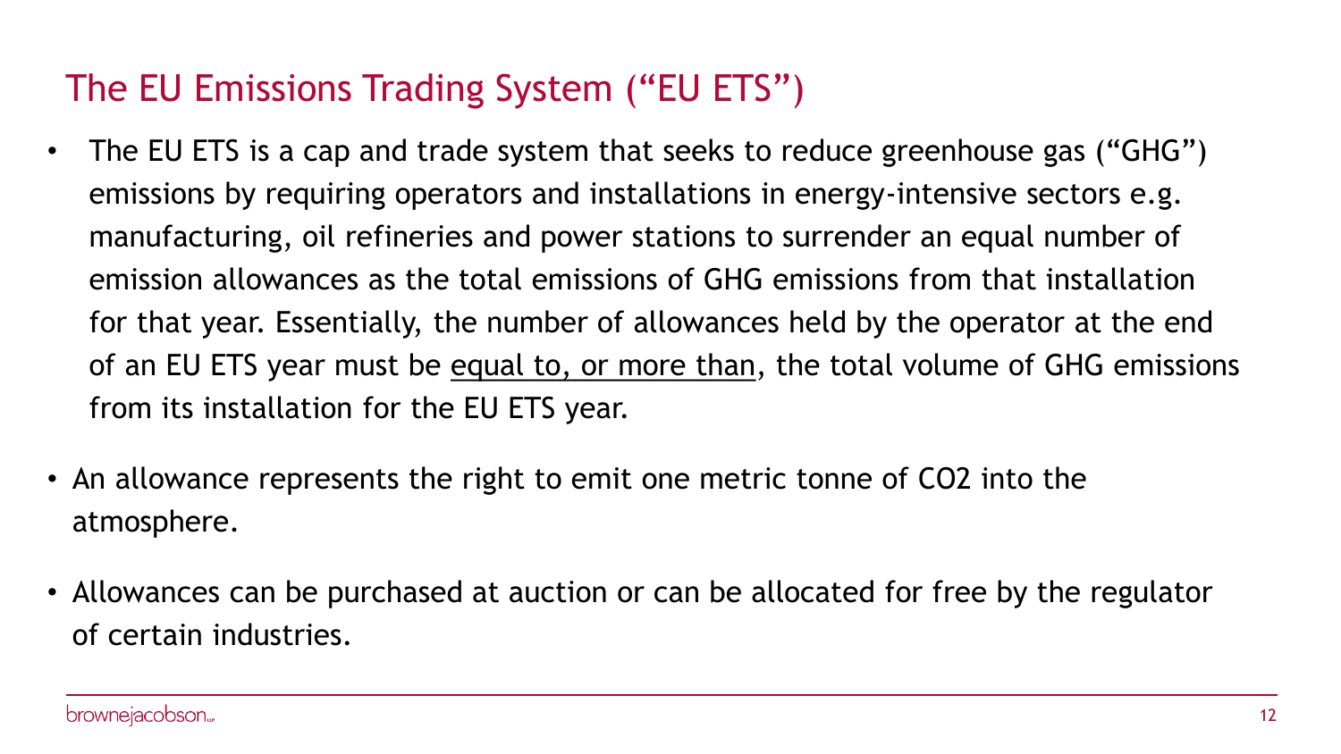## The EU Emissions Trading System ("EU ETS")

- The EU ETS is a cap and trade system that seeks to reduce greenhouse gas ("GHG") emissions by requiring operators and installations in energy-intensive sectors e.g. manufacturing, oil refineries and power stations to surrender an equal number of emission allowances as the total emissions of GHG emissions from that installation for that year. Essentially, the number of allowances held by the operator at the end of an EU ETS year must be <u>equal to, or more than</u>, the total volume of GHG emissions from its installation for the EU ETS year.

- An allowance represents the right to emit one metric tonne of $CO_2$ into the atmosphere.

- Allowances can be purchased at auction or can be allocated for free by the regulator of certain industries.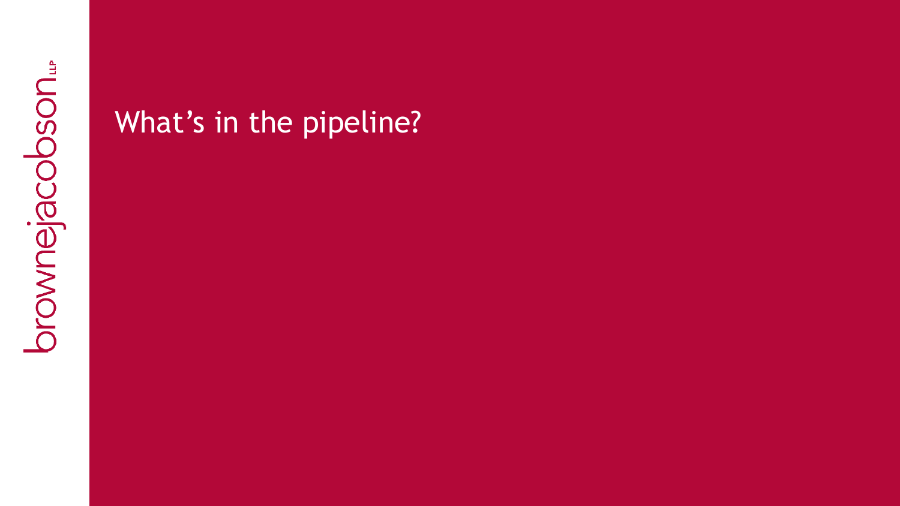# What's in the pipeline?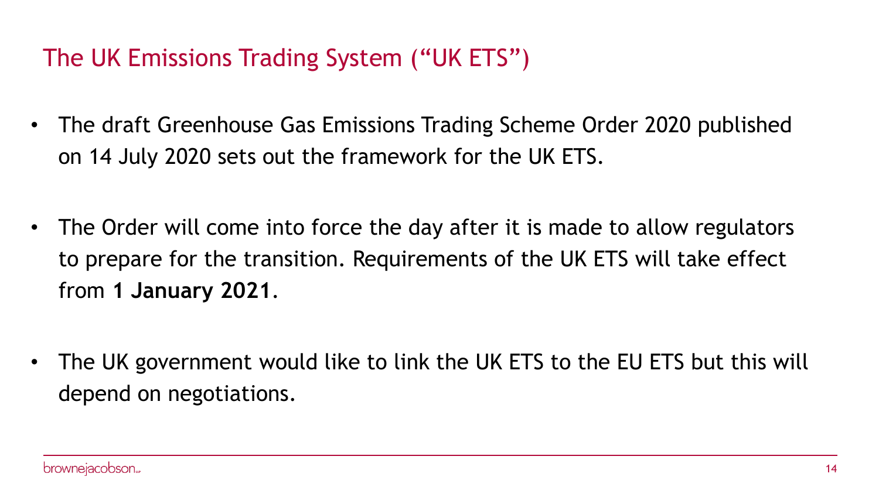# The UK Emissions Trading System ("UK ETS")

- The draft Greenhouse Gas Emissions Trading Scheme Order 2020 published on 14 July 2020 sets out the framework for the UK ETS.

- The Order will come into force the day after it is made to allow regulators to prepare for the transition. Requirements of the UK ETS will take effect from **1 January 2021**.

- The UK government would like to link the UK ETS to the EU ETS but this will depend on negotiations.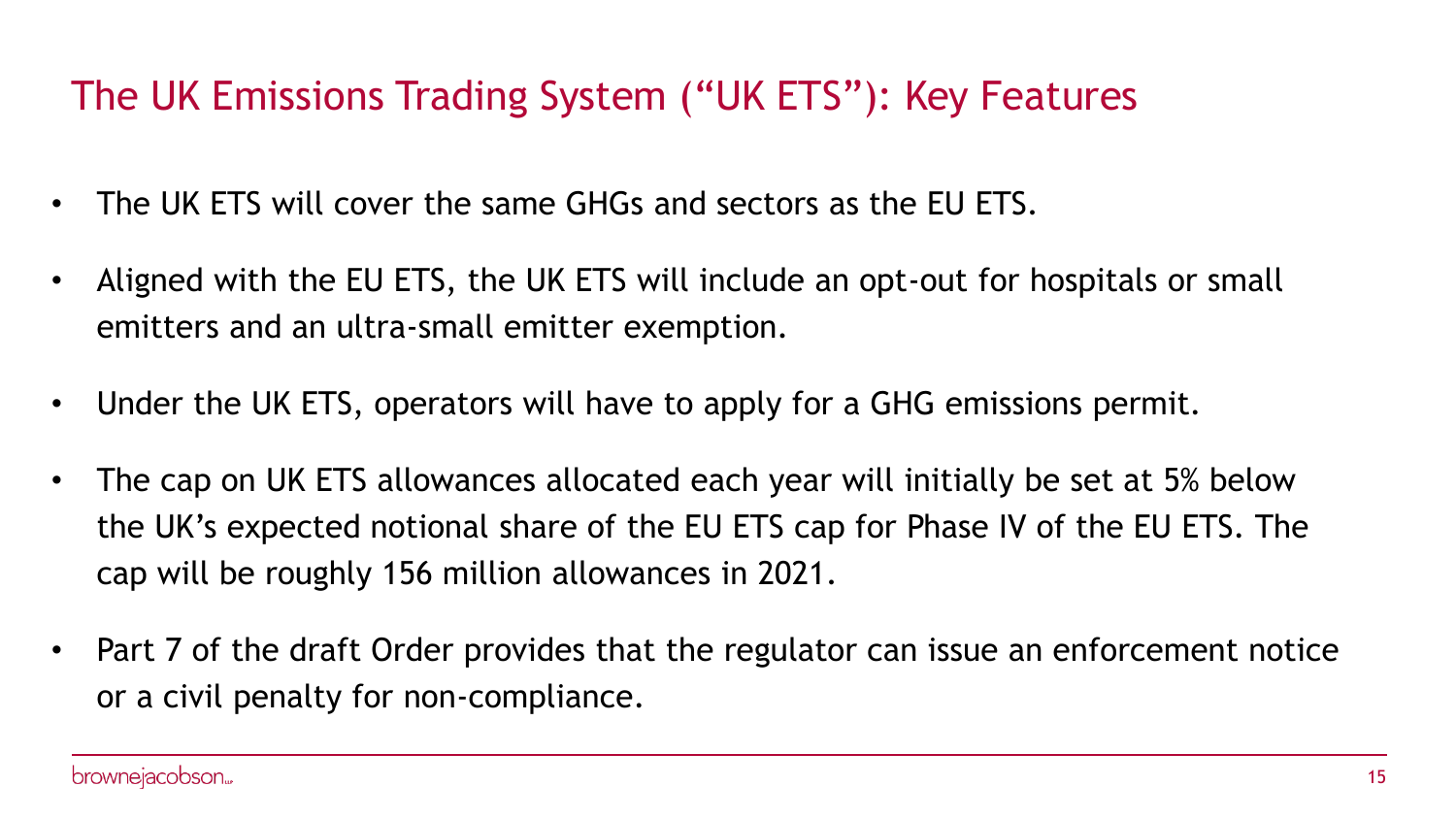# The UK Emissions Trading System (“UK ETS”): Key Features

- The UK ETS will cover the same GHGs and sectors as the EU ETS.
- Aligned with the EU ETS, the UK ETS will include an opt-out for hospitals or small emitters and an ultra-small emitter exemption.
- Under the UK ETS, operators will have to apply for a GHG emissions permit.
- The cap on UK ETS allowances allocated each year will initially be set at 5% below the UK’s expected notional share of the EU ETS cap for Phase IV of the EU ETS. The cap will be roughly 156 million allowances in 2021.
- Part 7 of the draft Order provides that the regulator can issue an enforcement notice or a civil penalty for non-compliance.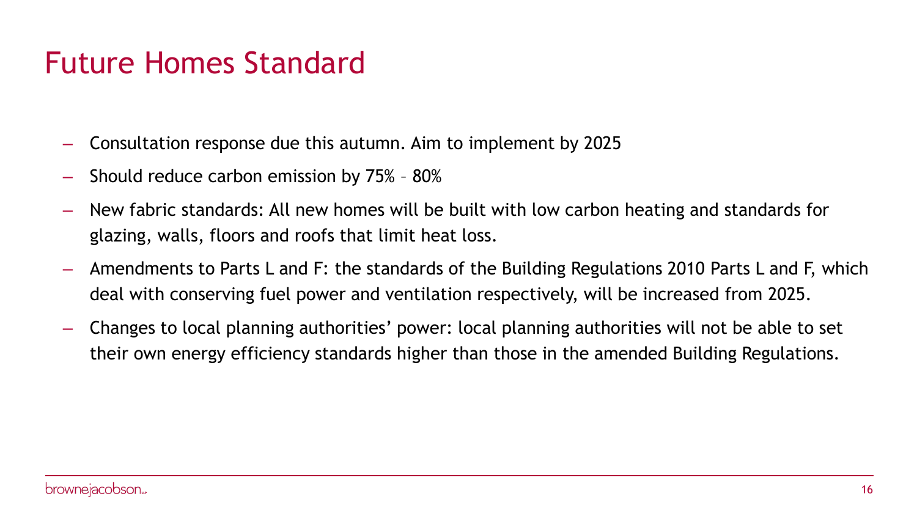# Future Homes Standard

- Consultation response due this autumn. Aim to implement by 2025
- Should reduce carbon emission by 75% – 80%
- New fabric standards: All new homes will be built with low carbon heating and standards for glazing, walls, floors and roofs that limit heat loss.
- Amendments to Parts L and F: the standards of the Building Regulations 2010 Parts L and F, which deal with conserving fuel power and ventilation respectively, will be increased from 2025.
- Changes to local planning authorities' power: local planning authorities will not be able to set their own energy efficiency standards higher than those in the amended Building Regulations.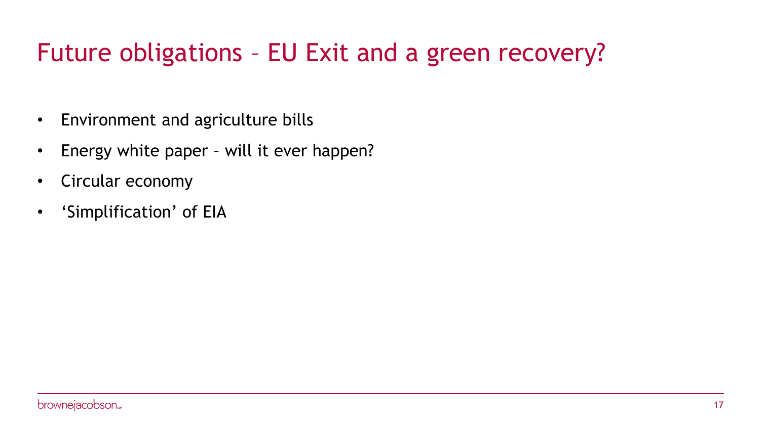# Future obligations – EU Exit and a green recovery?

- Environment and agriculture bills
- Energy white paper – will it ever happen?
- Circular economy
- 'Simplification' of EIA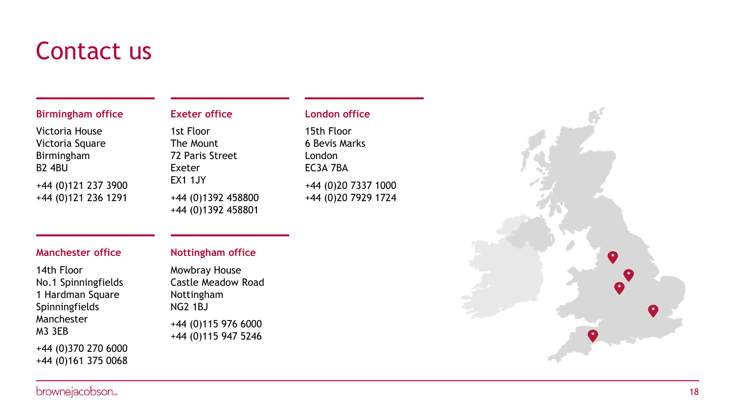# Contact us

### Birmingham office

Victoria House
Victoria Square
Birmingham
B2 4BU

+44 (0)121 237 3900
+44 (0)121 236 1291

### Exeter office

1st Floor
The Mount
72 Paris Street
Exeter
EX1 1JY

+44 (0)1392 458800
+44 (0)1392 458801

### London office

15th Floor
6 Bevis Marks
London
EC3A 7BA

+44 (0)20 7337 1000
+44 (0)20 7929 1724

### Manchester office

14th Floor
No.1 Spinningfields
1 Hardman Square
Spinningfields
Manchester
M3 3EB

+44 (0)370 270 6000
+44 (0)161 375 0068

### Nottingham office

Mowbray House
Castle Meadow Road
Nottingham
NG2 1BJ

+44 (0)115 976 6000
+44 (0)115 947 5246